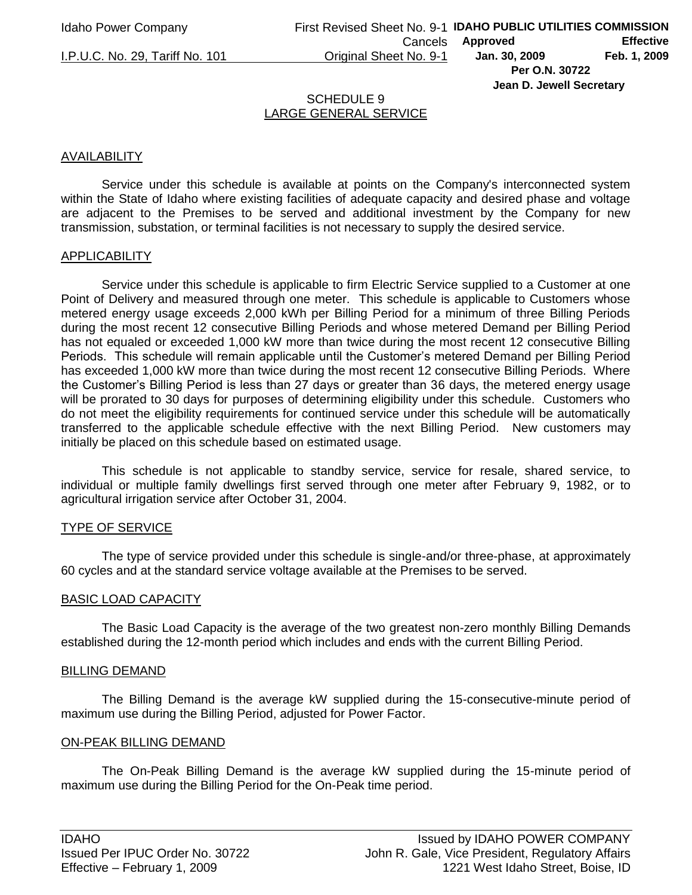# SCHEDULE 9
## LARGE GENERAL SERVICE

### AVAILABILITY

Service under this schedule is available at points on the Company's interconnected system within the State of Idaho where existing facilities of adequate capacity and desired phase and voltage are adjacent to the Premises to be served and additional investment by the Company for new transmission, substation, or terminal facilities is not necessary to supply the desired service.

### APPLICABILITY

Service under this schedule is applicable to firm Electric Service supplied to a Customer at one Point of Delivery and measured through one meter. This schedule is applicable to Customers whose metered energy usage exceeds 2,000 kWh per Billing Period for a minimum of three Billing Periods during the most recent 12 consecutive Billing Periods and whose metered Demand per Billing Period has not equaled or exceeded 1,000 kW more than twice during the most recent 12 consecutive Billing Periods. This schedule will remain applicable until the Customer's metered Demand per Billing Period has exceeded 1,000 kW more than twice during the most recent 12 consecutive Billing Periods. Where the Customer's Billing Period is less than 27 days or greater than 36 days, the metered energy usage will be prorated to 30 days for purposes of determining eligibility under this schedule. Customers who do not meet the eligibility requirements for continued service under this schedule will be automatically transferred to the applicable schedule effective with the next Billing Period. New customers may initially be placed on this schedule based on estimated usage.

This schedule is not applicable to standby service, service for resale, shared service, to individual or multiple family dwellings first served through one meter after February 9, 1982, or to agricultural irrigation service after October 31, 2004.

### TYPE OF SERVICE

The type of service provided under this schedule is single-and/or three-phase, at approximately 60 cycles and at the standard service voltage available at the Premises to be served.

### BASIC LOAD CAPACITY

The Basic Load Capacity is the average of the two greatest non-zero monthly Billing Demands established during the 12-month period which includes and ends with the current Billing Period.

### BILLING DEMAND

The Billing Demand is the average kW supplied during the 15-consecutive-minute period of maximum use during the Billing Period, adjusted for Power Factor.

### ON-PEAK BILLING DEMAND

The On-Peak Billing Demand is the average kW supplied during the 15-minute period of maximum use during the Billing Period for the On-Peak time period.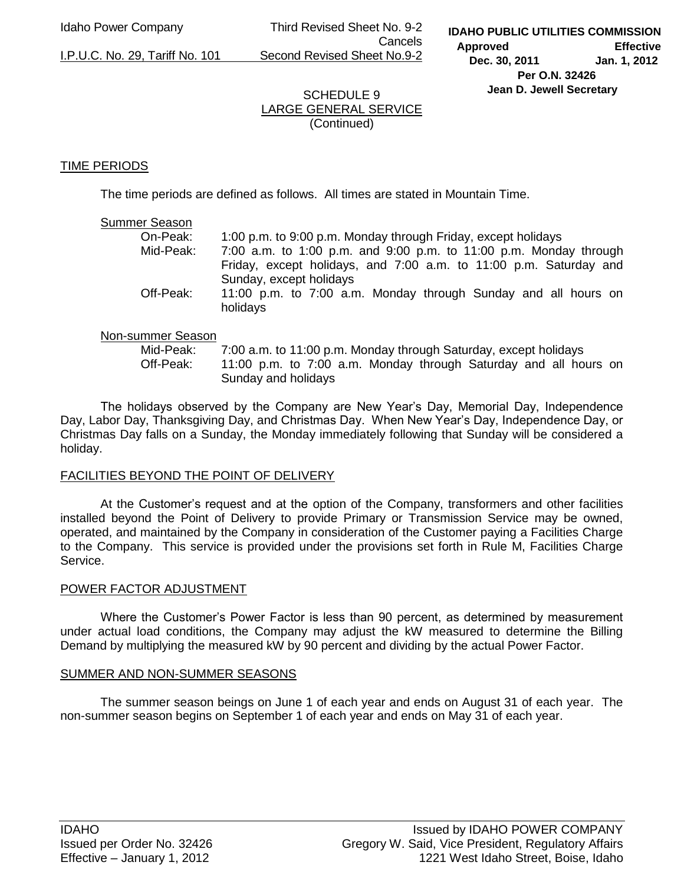Idaho Power Company | Third Revised Sheet No. 9-2 Cancels Second Revised Sheet No.9-2

I.P.U.C. No. 29, Tariff No. 101

**IDAHO PUBLIC UTILITIES COMMISSION**
**Approved** Dec. 30, 2011 **Effective** Jan. 1, 2012
**Per O.N. 32426**
**Jean D. Jewell Secretary**

SCHEDULE 9
LARGE GENERAL SERVICE
(Continued)

## TIME PERIODS

The time periods are defined as follows. All times are stated in Mountain Time.

Summer Season

- On-Peak: 1:00 p.m. to 9:00 p.m. Monday through Friday, except holidays
- Mid-Peak: 7:00 a.m. to 1:00 p.m. and 9:00 p.m. to 11:00 p.m. Monday through Friday, except holidays, and 7:00 a.m. to 11:00 p.m. Saturday and Sunday, except holidays
- Off-Peak: 11:00 p.m. to 7:00 a.m. Monday through Sunday and all hours on holidays

Non-summer Season

- Mid-Peak: 7:00 a.m. to 11:00 p.m. Monday through Saturday, except holidays
- Off-Peak: 11:00 p.m. to 7:00 a.m. Monday through Saturday and all hours on Sunday and holidays

The holidays observed by the Company are New Year's Day, Memorial Day, Independence Day, Labor Day, Thanksgiving Day, and Christmas Day. When New Year's Day, Independence Day, or Christmas Day falls on a Sunday, the Monday immediately following that Sunday will be considered a holiday.

## FACILITIES BEYOND THE POINT OF DELIVERY

At the Customer's request and at the option of the Company, transformers and other facilities installed beyond the Point of Delivery to provide Primary or Transmission Service may be owned, operated, and maintained by the Company in consideration of the Customer paying a Facilities Charge to the Company. This service is provided under the provisions set forth in Rule M, Facilities Charge Service.

## POWER FACTOR ADJUSTMENT

Where the Customer's Power Factor is less than 90 percent, as determined by measurement under actual load conditions, the Company may adjust the kW measured to determine the Billing Demand by multiplying the measured kW by 90 percent and dividing by the actual Power Factor.

## SUMMER AND NON-SUMMER SEASONS

The summer season beings on June 1 of each year and ends on August 31 of each year. The non-summer season begins on September 1 of each year and ends on May 31 of each year.

IDAHO
Issued per Order No. 32426
Effective – January 1, 2012

Issued by IDAHO POWER COMPANY
Gregory W. Said, Vice President, Regulatory Affairs
1221 West Idaho Street, Boise, Idaho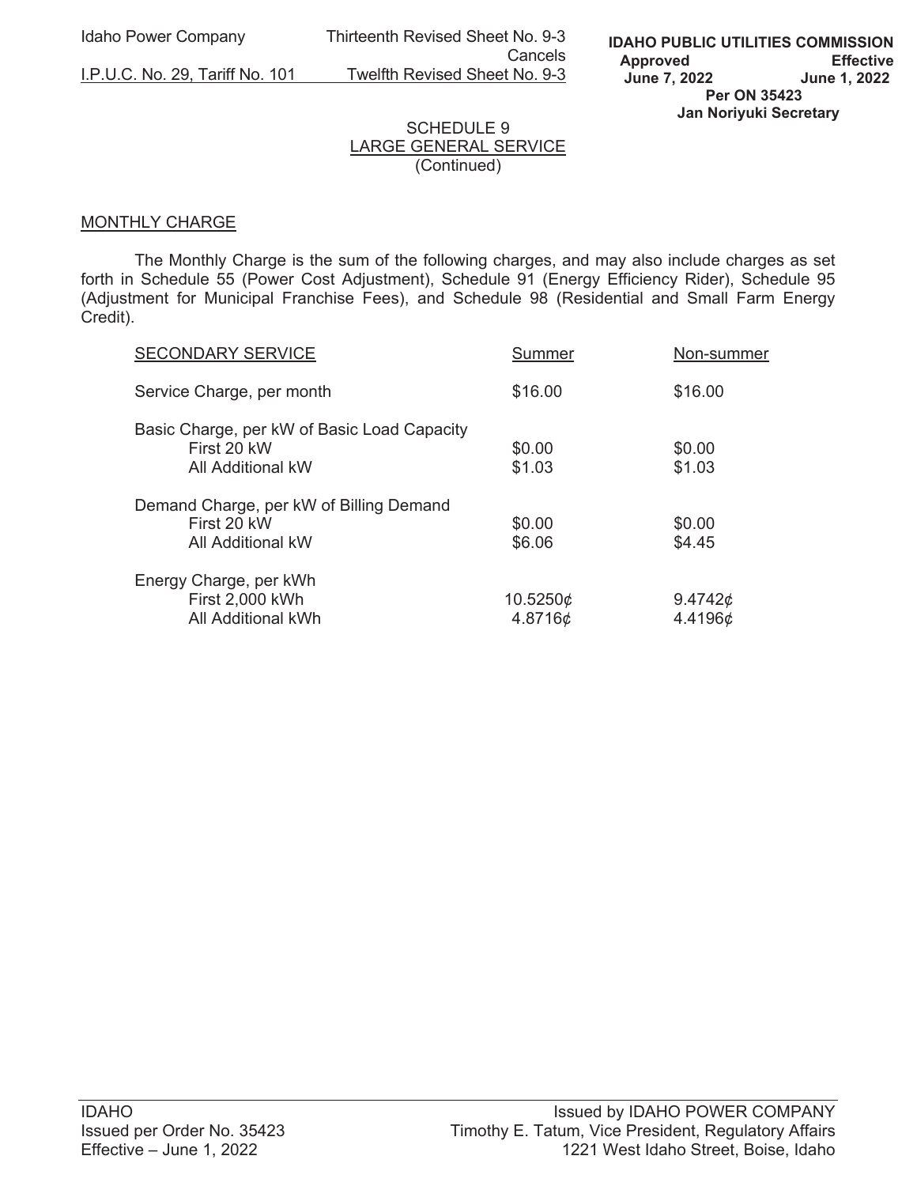Idaho Power Company
I.P.U.C. No. 29, Tariff No. 101

Thirteenth Revised Sheet No. 9-3
Cancels
Twelfth Revised Sheet No. 9-3

**IDAHO PUBLIC UTILITIES COMMISSION**
**Approved June 7, 2022 — Effective June 1, 2022**
**Per ON 35423**
**Jan Noriyuki Secretary**

# SCHEDULE 9
## LARGE GENERAL SERVICE
(Continued)

### MONTHLY CHARGE

The Monthly Charge is the sum of the following charges, and may also include charges as set forth in Schedule 55 (Power Cost Adjustment), Schedule 91 (Energy Efficiency Rider), Schedule 95 (Adjustment for Municipal Franchise Fees), and Schedule 98 (Residential and Small Farm Energy Credit).

| SECONDARY SERVICE | Summer | Non-summer |
|---|---|---|
| Service Charge, per month | \$16.00 | \$16.00 |
| Basic Charge, per kW of Basic Load Capacity | | |
| First 20 kW | \$0.00 | \$0.00 |
| All Additional kW | \$1.03 | \$1.03 |
| Demand Charge, per kW of Billing Demand | | |
| First 20 kW | \$0.00 | \$0.00 |
| All Additional kW | \$6.06 | \$4.45 |
| Energy Charge, per kWh | | |
| First 2,000 kWh | 10.5250¢ | 9.4742¢ |
| All Additional kWh | 4.8716¢ | 4.4196¢ |

IDAHO
Issued per Order No. 35423
Effective – June 1, 2022

Issued by IDAHO POWER COMPANY
Timothy E. Tatum, Vice President, Regulatory Affairs
1221 West Idaho Street, Boise, Idaho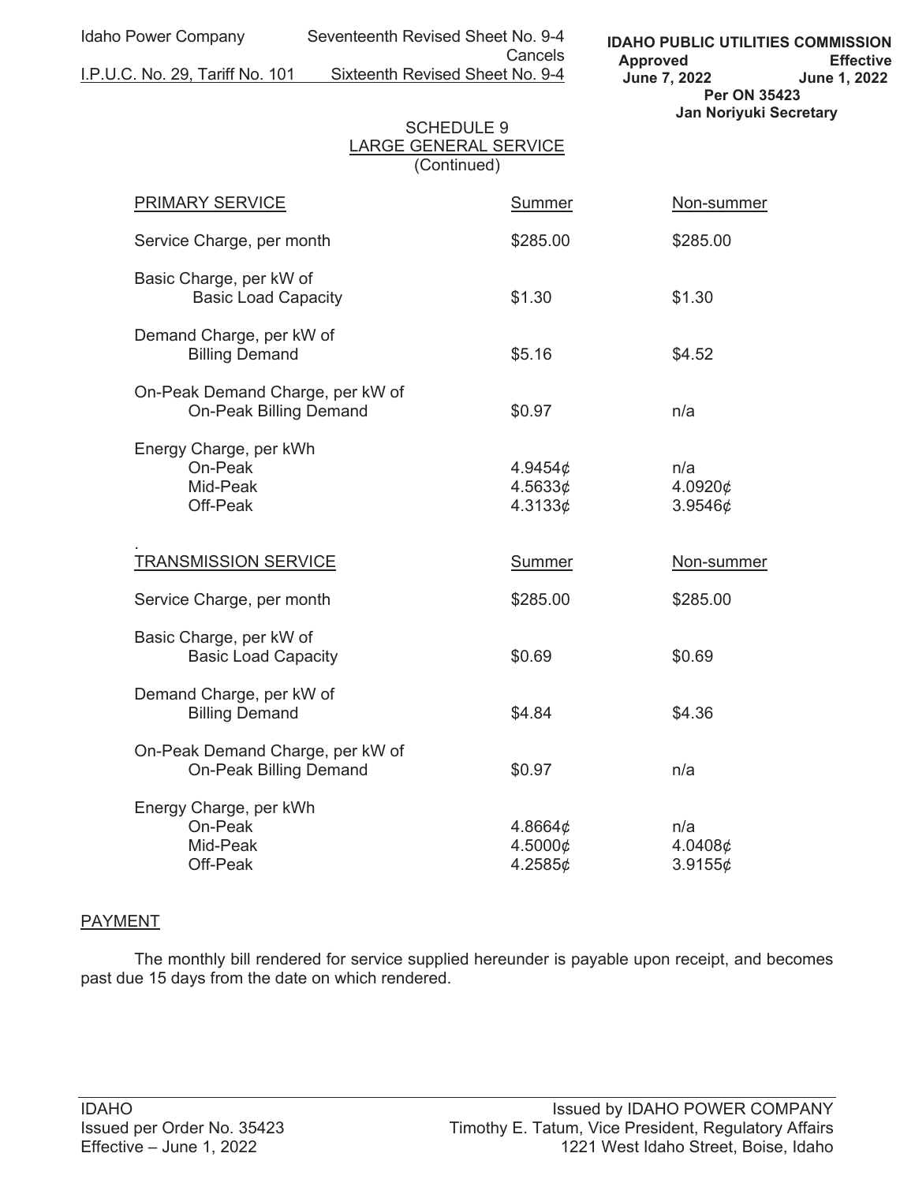# SCHEDULE 9
## LARGE GENERAL SERVICE
(Continued)

| PRIMARY SERVICE | Summer | Non-summer |
|---|---|---|
| Service Charge, per month | $285.00 | $285.00 |
| Basic Charge, per kW of Basic Load Capacity | $1.30 | $1.30 |
| Demand Charge, per kW of Billing Demand | $5.16 | $4.52 |
| On-Peak Demand Charge, per kW of On-Peak Billing Demand | $0.97 | n/a |
| Energy Charge, per kWh | | |
| On-Peak | 4.9454¢ | n/a |
| Mid-Peak | 4.5633¢ | 4.0920¢ |
| Off-Peak | 4.3133¢ | 3.9546¢ |

| TRANSMISSION SERVICE | Summer | Non-summer |
|---|---|---|
| Service Charge, per month | $285.00 | $285.00 |
| Basic Charge, per kW of Basic Load Capacity | $0.69 | $0.69 |
| Demand Charge, per kW of Billing Demand | $4.84 | $4.36 |
| On-Peak Demand Charge, per kW of On-Peak Billing Demand | $0.97 | n/a |
| Energy Charge, per kWh | | |
| On-Peak | 4.8664¢ | n/a |
| Mid-Peak | 4.5000¢ | 4.0408¢ |
| Off-Peak | 4.2585¢ | 3.9155¢ |

## PAYMENT

The monthly bill rendered for service supplied hereunder is payable upon receipt, and becomes past due 15 days from the date on which rendered.